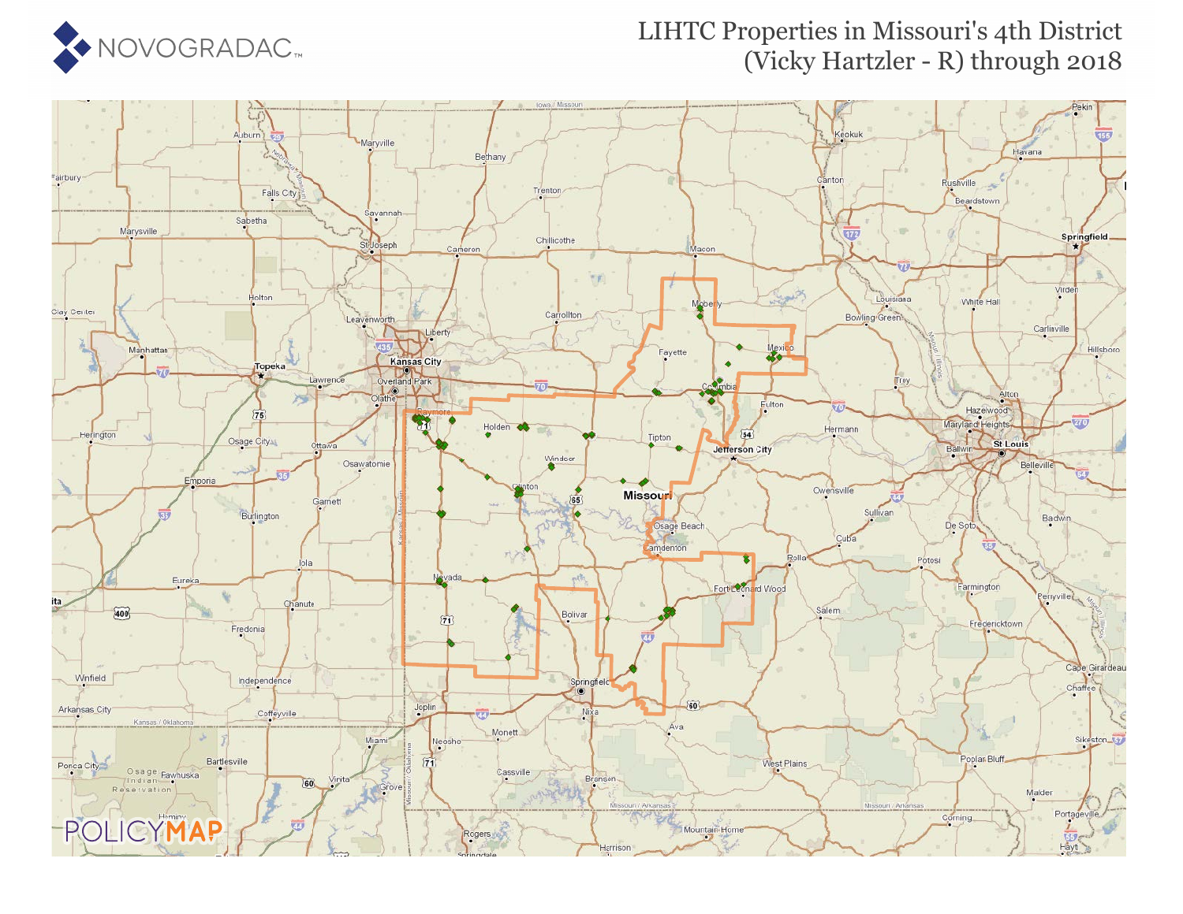# LIHTC Properties in Missouri's 4th District (Vicky Hartzler - R) through 2018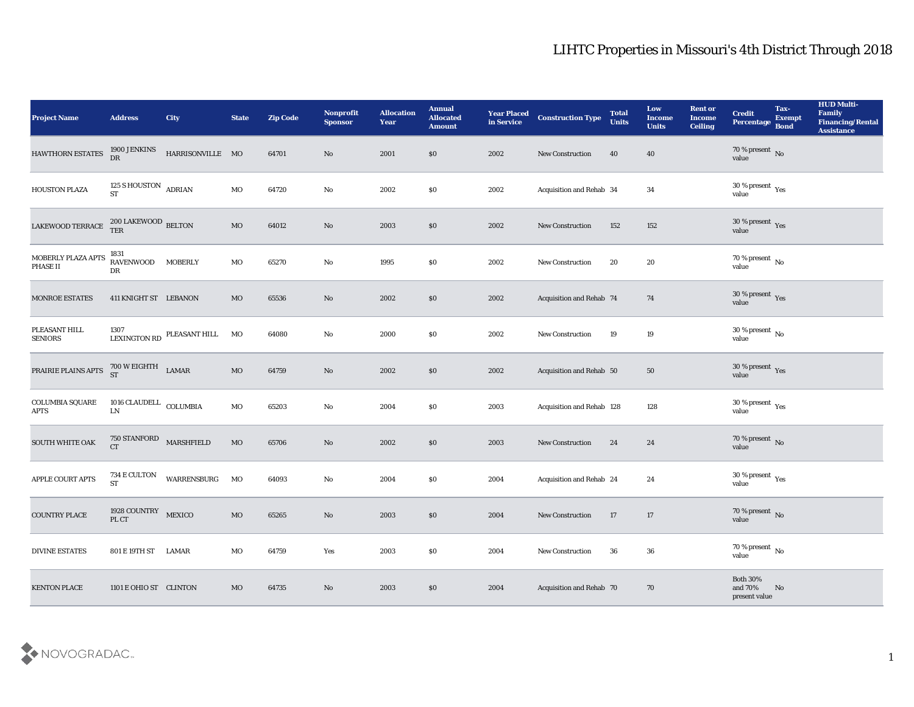# LIHTC Properties in Missouri's 4th District Through 2018

| Project Name | Address | City | State | Zip Code | Nonprofit Sponsor | Allocation Year | Annual Allocated Amount | Year Placed in Service | Construction Type | Total Units | Low Income Units | Rent or Income Ceiling | Credit Percentage | Tax-Exempt Bond | HUD Multi-Family Financing/Rental Assistance |
|---|---|---|---|---|---|---|---|---|---|---|---|---|---|---|---|
| HAWTHORN ESTATES | 1900 J ENKINS DR | HARRISONVILLE | MO | 64701 | No | 2001 | $0 | 2002 | New Construction | 40 | 40 | | 70 % present value | No | |
| HOUSTON PLAZA | 125 S HOUSTON ST | ADRIAN | MO | 64720 | No | 2002 | $0 | 2002 | Acquisition and Rehab | 34 | 34 | | 30 % present value | Yes | |
| LAKEWOOD TERRACE | 200 LAKEWOOD TER | BELTON | MO | 64012 | No | 2003 | $0 | 2002 | New Construction | 152 | 152 | | 30 % present value | Yes | |
| MOBERLY PLAZA APTS PHASE II | 1831 RAVENWOOD DR | MOBERLY | MO | 65270 | No | 1995 | $0 | 2002 | New Construction | 20 | 20 | | 70 % present value | No | |
| MONROE ESTATES | 411 KNIGHT ST | LEBANON | MO | 65536 | No | 2002 | $0 | 2002 | Acquisition and Rehab | 74 | 74 | | 30 % present value | Yes | |
| PLEASANT HILL SENIORS | 1307 LEXINGTON RD | PLEASANT HILL | MO | 64080 | No | 2000 | $0 | 2002 | New Construction | 19 | 19 | | 30 % present value | No | |
| PRAIRIE PLAINS APTS | 700 W EIGHTH ST | LAMAR | MO | 64759 | No | 2002 | $0 | 2002 | Acquisition and Rehab | 50 | 50 | | 30 % present value | Yes | |
| COLUMBIA SQUARE APTS | 1016 CLAUDELL LN | COLUMBIA | MO | 65203 | No | 2004 | $0 | 2003 | Acquisition and Rehab | 128 | 128 | | 30 % present value | Yes | |
| SOUTH WHITE OAK | 750 STANFORD CT | MARSHFIELD | MO | 65706 | No | 2002 | $0 | 2003 | New Construction | 24 | 24 | | 70 % present value | No | |
| APPLE COURT APTS | 734 E CULTON ST | WARRENSBURG | MO | 64093 | No | 2004 | $0 | 2004 | Acquisition and Rehab | 24 | 24 | | 30 % present value | Yes | |
| COUNTRY PLACE | 1928 COUNTRY PL CT | MEXICO | MO | 65265 | No | 2003 | $0 | 2004 | New Construction | 17 | 17 | | 70 % present value | No | |
| DIVINE ESTATES | 801 E 19TH ST | LAMAR | MO | 64759 | Yes | 2003 | $0 | 2004 | New Construction | 36 | 36 | | 70 % present value | No | |
| KENTON PLACE | 1101 E OHIO ST | CLINTON | MO | 64735 | No | 2003 | $0 | 2004 | Acquisition and Rehab | 70 | 70 | | Both 30% and 70% present value | No | |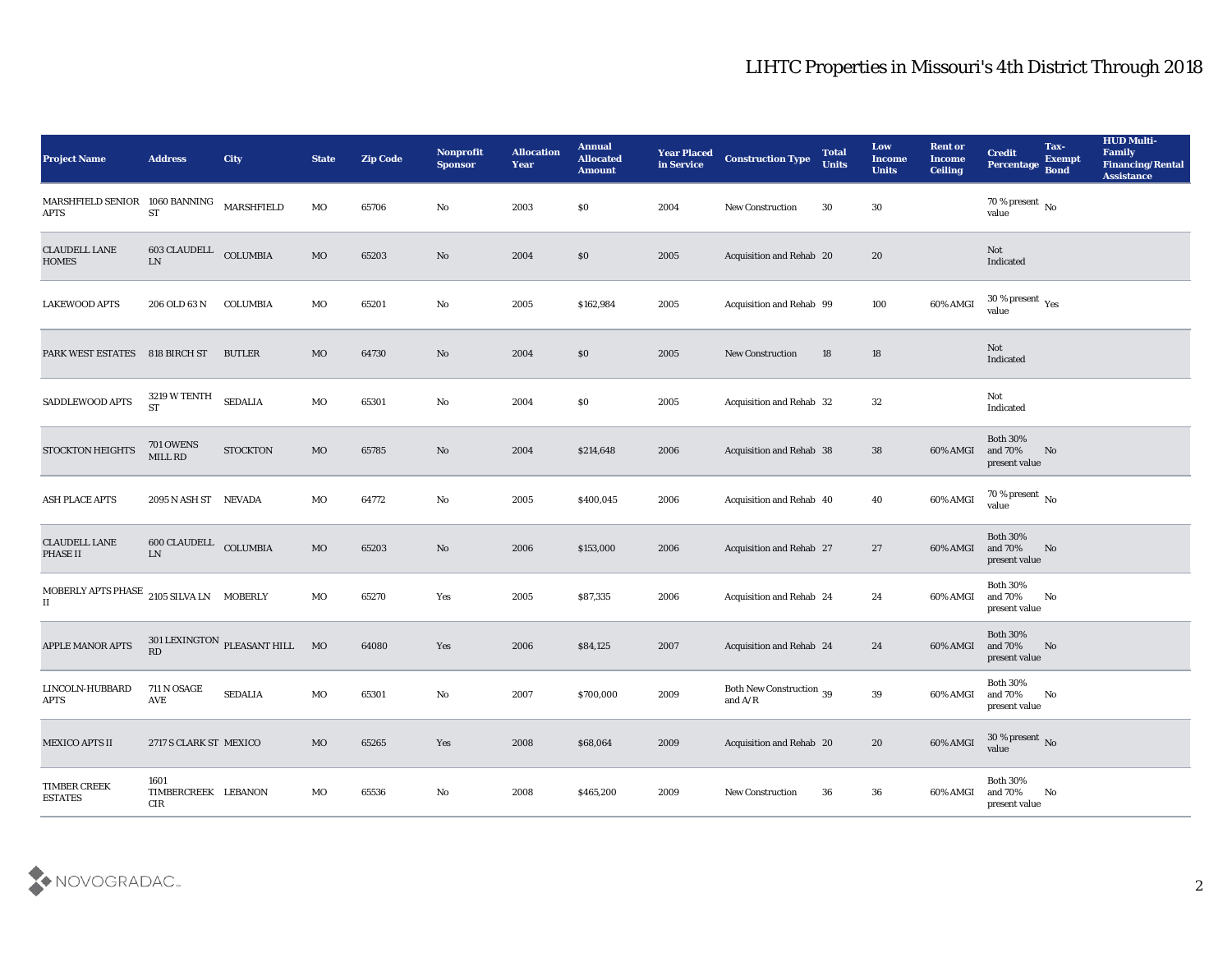# LIHTC Properties in Missouri's 4th District Through 2018

| Project Name | Address | City | State | Zip Code | Nonprofit Sponsor | Allocation Year | Annual Allocated Amount | Year Placed in Service | Construction Type | Total Units | Low Income Units | Rent or Income Ceiling | Credit Percentage | Tax-Exempt Bond | HUD Multi-Family Financing/Rental Assistance |
|---|---|---|---|---|---|---|---|---|---|---|---|---|---|---|---|
| MARSHFIELD SENIOR APTS | 1060 BANNING ST | MARSHFIELD | MO | 65706 | No | 2003 | $0 | 2004 | New Construction | 30 | 30 | | 70 % present value | No | |
| CLAUDELL LANE HOMES | 603 CLAUDELL LN | COLUMBIA | MO | 65203 | No | 2004 | $0 | 2005 | Acquisition and Rehab | 20 | 20 | | Not Indicated | | |
| LAKEWOOD APTS | 206 OLD 63 N | COLUMBIA | MO | 65201 | No | 2005 | $162,984 | 2005 | Acquisition and Rehab | 99 | 100 | 60% AMGI | 30 % present value | Yes | |
| PARK WEST ESTATES | 818 BIRCH ST | BUTLER | MO | 64730 | No | 2004 | $0 | 2005 | New Construction | 18 | 18 | | Not Indicated | | |
| SADDLEWOOD APTS | 3219 W TENTH ST | SEDALIA | MO | 65301 | No | 2004 | $0 | 2005 | Acquisition and Rehab | 32 | 32 | | Not Indicated | | |
| STOCKTON HEIGHTS | 701 OWENS MILL RD | STOCKTON | MO | 65785 | No | 2004 | $214,648 | 2006 | Acquisition and Rehab | 38 | 38 | 60% AMGI | Both 30% and 70% present value | No | |
| ASH PLACE APTS | 2095 N ASH ST | NEVADA | MO | 64772 | No | 2005 | $400,045 | 2006 | Acquisition and Rehab | 40 | 40 | 60% AMGI | 70 % present value | No | |
| CLAUDELL LANE PHASE II | 600 CLAUDELL LN | COLUMBIA | MO | 65203 | No | 2006 | $153,000 | 2006 | Acquisition and Rehab | 27 | 27 | 60% AMGI | Both 30% and 70% present value | No | |
| MOBERLY APTS PHASE II | 2105 SILVA LN | MOBERLY | MO | 65270 | Yes | 2005 | $87,335 | 2006 | Acquisition and Rehab | 24 | 24 | 60% AMGI | Both 30% and 70% present value | No | |
| APPLE MANOR APTS | 301 LEXINGTON RD | PLEASANT HILL | MO | 64080 | Yes | 2006 | $84,125 | 2007 | Acquisition and Rehab | 24 | 24 | 60% AMGI | Both 30% and 70% present value | No | |
| LINCOLN-HUBBARD APTS | 711 N OSAGE AVE | SEDALIA | MO | 65301 | No | 2007 | $700,000 | 2009 | Both New Construction and A/R | 39 | 39 | 60% AMGI | Both 30% and 70% present value | No | |
| MEXICO APTS II | 2717 S CLARK ST | MEXICO | MO | 65265 | Yes | 2008 | $68,064 | 2009 | Acquisition and Rehab | 20 | 20 | 60% AMGI | 30 % present value | No | |
| TIMBER CREEK ESTATES | 1601 TIMBERCREEK CIR | LEBANON | MO | 65536 | No | 2008 | $465,200 | 2009 | New Construction | 36 | 36 | 60% AMGI | Both 30% and 70% present value | No | |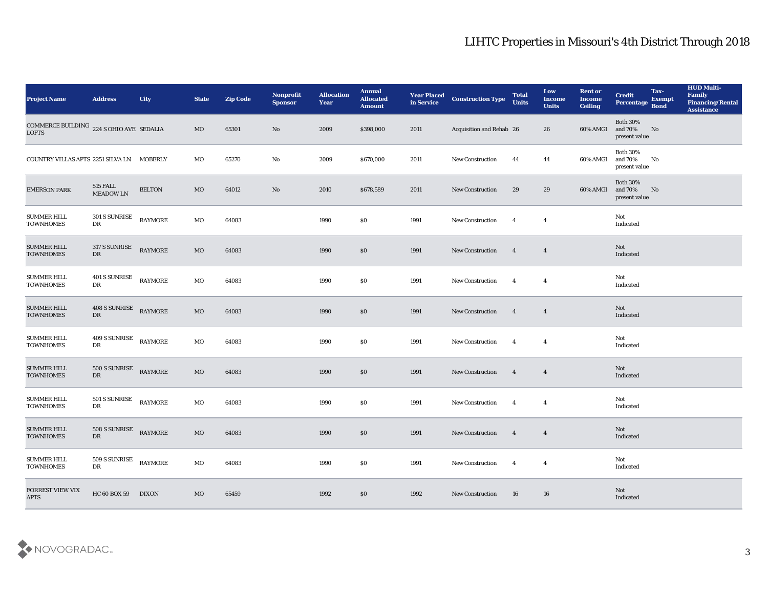## LIHTC Properties in Missouri's 4th District Through 2018

| Project Name | Address | City | State | Zip Code | Nonprofit Sponsor | Allocation Year | Annual Allocated Amount | Year Placed in Service | Construction Type | Total Units | Low Income Units | Rent or Income Ceiling | Credit Percentage | Tax-Exempt Bond | HUD Multi-Family Financing/Rental Assistance |
|---|---|---|---|---|---|---|---|---|---|---|---|---|---|---|---|
| COMMERCE BUILDING LOFTS | 224 S OHIO AVE | SEDALIA | MO | 65301 | No | 2009 | $398,000 | 2011 | Acquisition and Rehab | 26 | 26 | 60% AMGI | Both 30% and 70% present value | No | |
| COUNTRY VILLAS APTS | 2251 SILVA LN | MOBERLY | MO | 65270 | No | 2009 | $670,000 | 2011 | New Construction | 44 | 44 | 60% AMGI | Both 30% and 70% present value | No | |
| EMERSON PARK | 515 FALL MEADOW LN | BELTON | MO | 64012 | No | 2010 | $678,589 | 2011 | New Construction | 29 | 29 | 60% AMGI | Both 30% and 70% present value | No | |
| SUMMER HILL TOWNHOMES | 301 S SUNRISE DR | RAYMORE | MO | 64083 | | 1990 | $0 | 1991 | New Construction | 4 | 4 | | Not Indicated | | |
| SUMMER HILL TOWNHOMES | 317 S SUNRISE DR | RAYMORE | MO | 64083 | | 1990 | $0 | 1991 | New Construction | 4 | 4 | | Not Indicated | | |
| SUMMER HILL TOWNHOMES | 401 S SUNRISE DR | RAYMORE | MO | 64083 | | 1990 | $0 | 1991 | New Construction | 4 | 4 | | Not Indicated | | |
| SUMMER HILL TOWNHOMES | 408 S SUNRISE DR | RAYMORE | MO | 64083 | | 1990 | $0 | 1991 | New Construction | 4 | 4 | | Not Indicated | | |
| SUMMER HILL TOWNHOMES | 409 S SUNRISE DR | RAYMORE | MO | 64083 | | 1990 | $0 | 1991 | New Construction | 4 | 4 | | Not Indicated | | |
| SUMMER HILL TOWNHOMES | 500 S SUNRISE DR | RAYMORE | MO | 64083 | | 1990 | $0 | 1991 | New Construction | 4 | 4 | | Not Indicated | | |
| SUMMER HILL TOWNHOMES | 501 S SUNRISE DR | RAYMORE | MO | 64083 | | 1990 | $0 | 1991 | New Construction | 4 | 4 | | Not Indicated | | |
| SUMMER HILL TOWNHOMES | 508 S SUNRISE DR | RAYMORE | MO | 64083 | | 1990 | $0 | 1991 | New Construction | 4 | 4 | | Not Indicated | | |
| SUMMER HILL TOWNHOMES | 509 S SUNRISE DR | RAYMORE | MO | 64083 | | 1990 | $0 | 1991 | New Construction | 4 | 4 | | Not Indicated | | |
| FORREST VIEW VIX APTS | HC 60 BOX 59 | DIXON | MO | 65459 | | 1992 | $0 | 1992 | New Construction | 16 | 16 | | Not Indicated | | |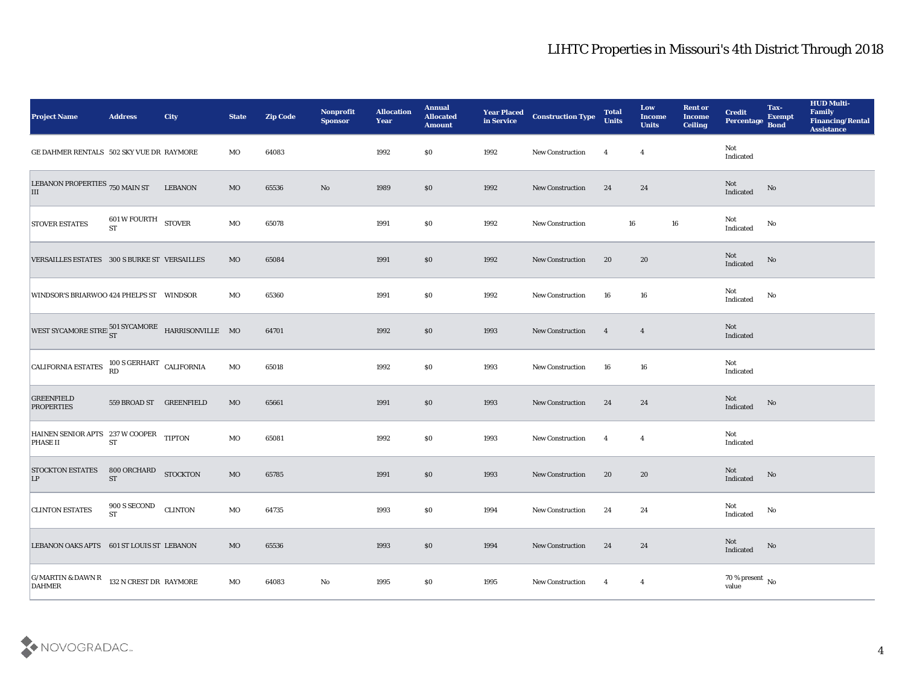| Project Name | Address | City | State | Zip Code | Nonprofit Sponsor | Allocation Year | Annual Allocated Amount | Year Placed in Service | Construction Type | Total Units | Low Income Units | Rent or Income Ceiling | Credit Percentage | Tax-Exempt Bond | HUD Multi-Family Financing/Rental Assistance |
|---|---|---|---|---|---|---|---|---|---|---|---|---|---|---|---|
| GE DAHMER RENTALS | 502 SKY VUE DR | RAYMORE | MO | 64083 | | 1992 | $0 | 1992 | New Construction | 4 | 4 | | Not Indicated | | |
| LEBANON PROPERTIES III | 750 MAIN ST | LEBANON | MO | 65536 | No | 1989 | $0 | 1992 | New Construction | 24 | 24 | | Not Indicated | No | |
| STOVER ESTATES | 601 W FOURTH ST | STOVER | MO | 65078 | | 1991 | $0 | 1992 | New Construction | 16 | 16 | | Not Indicated | No | |
| VERSAILLES ESTATES | 300 S BURKE ST | VERSAILLES | MO | 65084 | | 1991 | $0 | 1992 | New Construction | 20 | 20 | | Not Indicated | No | |
| WINDSOR'S BRIARWOO | 424 PHELPS ST | WINDSOR | MO | 65360 | | 1991 | $0 | 1992 | New Construction | 16 | 16 | | Not Indicated | No | |
| WEST SYCAMORE STREI | 501 SYCAMORE ST | HARRISONVILLE | MO | 64701 | | 1992 | $0 | 1993 | New Construction | 4 | 4 | | Not Indicated | | |
| CALIFORNIA ESTATES | 100 S GERHART RD | CALIFORNIA | MO | 65018 | | 1992 | $0 | 1993 | New Construction | 16 | 16 | | Not Indicated | | |
| GREENFIELD PROPERTIES | 559 BROAD ST | GREENFIELD | MO | 65661 | | 1991 | $0 | 1993 | New Construction | 24 | 24 | | Not Indicated | No | |
| HAINEN SENIOR APTS PHASE II | 237 W COOPER ST | TIPTON | MO | 65081 | | 1992 | $0 | 1993 | New Construction | 4 | 4 | | Not Indicated | | |
| STOCKTON ESTATES LP | 800 ORCHARD ST | STOCKTON | MO | 65785 | | 1991 | $0 | 1993 | New Construction | 20 | 20 | | Not Indicated | No | |
| CLINTON ESTATES | 900 S SECOND ST | CLINTON | MO | 64735 | | 1993 | $0 | 1994 | New Construction | 24 | 24 | | Not Indicated | No | |
| LEBANON OAKS APTS | 601 ST LOUIS ST | LEBANON | MO | 65536 | | 1993 | $0 | 1994 | New Construction | 24 | 24 | | Not Indicated | No | |
| G/MARTIN & DAWN R DAHMER | 132 N CREST DR | RAYMORE | MO | 64083 | No | 1995 | $0 | 1995 | New Construction | 4 | 4 | | 70 % present value | No | |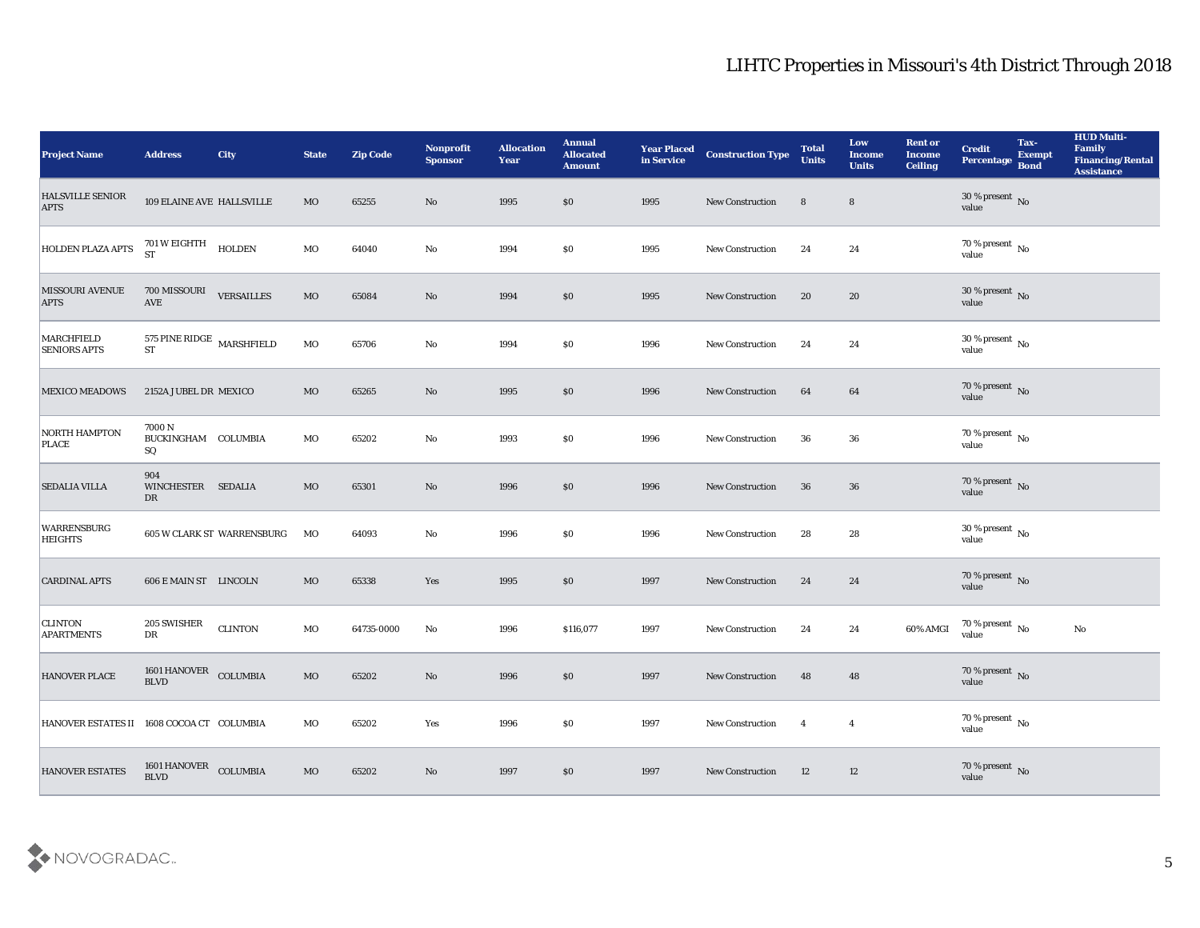# LIHTC Properties in Missouri's 4th District Through 2018

| Project Name | Address | City | State | Zip Code | Nonprofit Sponsor | Allocation Year | Annual Allocated Amount | Year Placed in Service | Construction Type | Total Units | Low Income Units | Rent or Income Ceiling | Credit Percentage | Tax-Exempt Bond | HUD Multi-Family Financing/Rental Assistance |
|---|---|---|---|---|---|---|---|---|---|---|---|---|---|---|---|
| HALSVILLE SENIOR APTS | 109 ELAINE AVE | HALLSVILLE | MO | 65255 | No | 1995 | $0 | 1995 | New Construction | 8 | 8 | | 30 % present value | No | |
| HOLDEN PLAZA APTS | 701 W EIGHTH ST | HOLDEN | MO | 64040 | No | 1994 | $0 | 1995 | New Construction | 24 | 24 | | 70 % present value | No | |
| MISSOURI AVENUE APTS | 700 MISSOURI AVE | VERSAILLES | MO | 65084 | No | 1994 | $0 | 1995 | New Construction | 20 | 20 | | 30 % present value | No | |
| MARCHFIELD SENIORS APTS | 575 PINE RIDGE ST | MARSHFIELD | MO | 65706 | No | 1994 | $0 | 1996 | New Construction | 24 | 24 | | 30 % present value | No | |
| MEXICO MEADOWS | 2152A JUBEL DR | MEXICO | MO | 65265 | No | 1995 | $0 | 1996 | New Construction | 64 | 64 | | 70 % present value | No | |
| NORTH HAMPTON PLACE | 7000 N BUCKINGHAM SQ | COLUMBIA | MO | 65202 | No | 1993 | $0 | 1996 | New Construction | 36 | 36 | | 70 % present value | No | |
| SEDALIA VILLA | 904 WINCHESTER DR | SEDALIA | MO | 65301 | No | 1996 | $0 | 1996 | New Construction | 36 | 36 | | 70 % present value | No | |
| WARRENSBURG HEIGHTS | 605 W CLARK ST | WARRENSBURG | MO | 64093 | No | 1996 | $0 | 1996 | New Construction | 28 | 28 | | 30 % present value | No | |
| CARDINAL APTS | 606 E MAIN ST | LINCOLN | MO | 65338 | Yes | 1995 | $0 | 1997 | New Construction | 24 | 24 | | 70 % present value | No | |
| CLINTON APARTMENTS | 205 SWISHER DR | CLINTON | MO | 64735-0000 | No | 1996 | $116,077 | 1997 | New Construction | 24 | 24 | 60% AMGI | 70 % present value | No | No |
| HANOVER PLACE | 1601 HANOVER BLVD | COLUMBIA | MO | 65202 | No | 1996 | $0 | 1997 | New Construction | 48 | 48 | | 70 % present value | No | |
| HANOVER ESTATES II | 1608 COCOA CT | COLUMBIA | MO | 65202 | Yes | 1996 | $0 | 1997 | New Construction | 4 | 4 | | 70 % present value | No | |
| HANOVER ESTATES | 1601 HANOVER BLVD | COLUMBIA | MO | 65202 | No | 1997 | $0 | 1997 | New Construction | 12 | 12 | | 70 % present value | No | |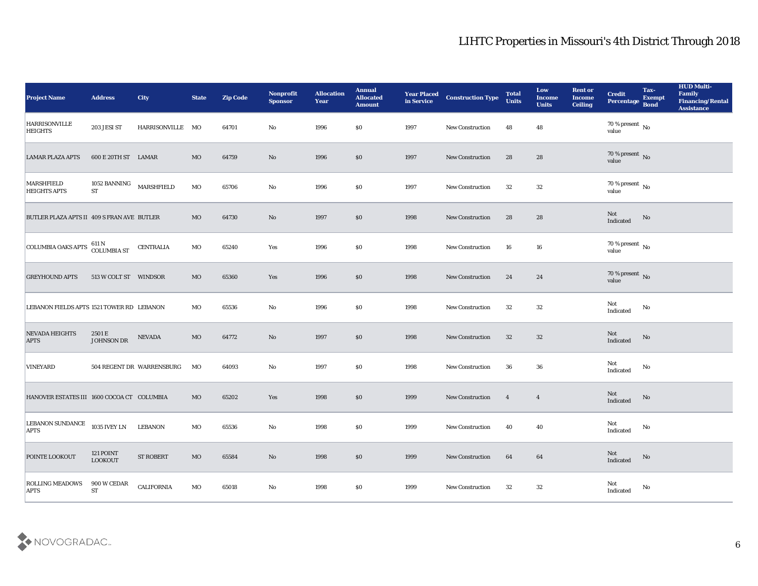# LIHTC Properties in Missouri's 4th District Through 2018

| Project Name | Address | City | State | Zip Code | Nonprofit Sponsor | Allocation Year | Annual Allocated Amount | Year Placed in Service | Construction Type | Total Units | Low Income Units | Rent or Income Ceiling | Credit Percentage | Tax-Exempt Bond | HUD Multi-Family Financing/Rental Assistance |
|---|---|---|---|---|---|---|---|---|---|---|---|---|---|---|---|
| HARRISONVILLE HEIGHTS | 203 JESI ST | HARRISONVILLE | MO | 64701 | No | 1996 | $0 | 1997 | New Construction | 48 | 48 | | 70 % present value | No | |
| LAMAR PLAZA APTS | 600 E 20TH ST | LAMAR | MO | 64759 | No | 1996 | $0 | 1997 | New Construction | 28 | 28 | | 70 % present value | No | |
| MARSHFIELD HEIGHTS APTS | 1052 BANNING ST | MARSHFIELD | MO | 65706 | No | 1996 | $0 | 1997 | New Construction | 32 | 32 | | 70 % present value | No | |
| BUTLER PLAZA APTS II | 409 S FRAN AVE | BUTLER | MO | 64730 | No | 1997 | $0 | 1998 | New Construction | 28 | 28 | | Not Indicated | No | |
| COLUMBIA OAKS APTS | 611 N COLUMBIA ST | CENTRALIA | MO | 65240 | Yes | 1996 | $0 | 1998 | New Construction | 16 | 16 | | 70 % present value | No | |
| GREYHOUND APTS | 513 W COLT ST | WINDSOR | MO | 65360 | Yes | 1996 | $0 | 1998 | New Construction | 24 | 24 | | 70 % present value | No | |
| LEBANON FIELDS APTS | 1521 TOWER RD | LEBANON | MO | 65536 | No | 1996 | $0 | 1998 | New Construction | 32 | 32 | | Not Indicated | No | |
| NEVADA HEIGHTS APTS | 2501 E JOHNSON DR | NEVADA | MO | 64772 | No | 1997 | $0 | 1998 | New Construction | 32 | 32 | | Not Indicated | No | |
| VINEYARD | 504 REGENT DR | WARRENSBURG | MO | 64093 | No | 1997 | $0 | 1998 | New Construction | 36 | 36 | | Not Indicated | No | |
| HANOVER ESTATES III | 1600 COCOA CT | COLUMBIA | MO | 65202 | Yes | 1998 | $0 | 1999 | New Construction | 4 | 4 | | Not Indicated | No | |
| LEBANON SUNDANCE APTS | 1035 IVEY LN | LEBANON | MO | 65536 | No | 1998 | $0 | 1999 | New Construction | 40 | 40 | | Not Indicated | No | |
| POINTE LOOKOUT | 121 POINT LOOKOUT | ST ROBERT | MO | 65584 | No | 1998 | $0 | 1999 | New Construction | 64 | 64 | | Not Indicated | No | |
| ROLLING MEADOWS APTS | 900 W CEDAR ST | CALIFORNIA | MO | 65018 | No | 1998 | $0 | 1999 | New Construction | 32 | 32 | | Not Indicated | No | |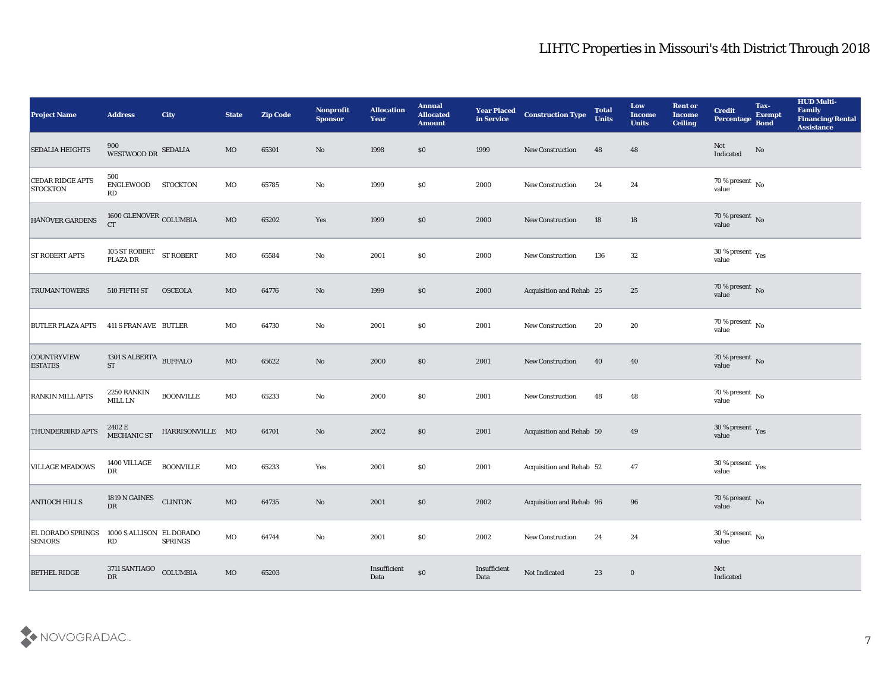# LIHTC Properties in Missouri's 4th District Through 2018

| Project Name | Address | City | State | Zip Code | Nonprofit Sponsor | Allocation Year | Annual Allocated Amount | Year Placed in Service | Construction Type | Total Units | Low Income Units | Rent or Income Ceiling | Credit Percentage | Tax-Exempt Bond | HUD Multi-Family Financing/Rental Assistance |
|---|---|---|---|---|---|---|---|---|---|---|---|---|---|---|---|
| SEDALIA HEIGHTS | 900 WESTWOOD DR | SEDALIA | MO | 65301 | No | 1998 | $0 | 1999 | New Construction | 48 | 48 | | Not Indicated | No | |
| CEDAR RIDGE APTS STOCKTON | 500 ENGLEWOOD RD | STOCKTON | MO | 65785 | No | 1999 | $0 | 2000 | New Construction | 24 | 24 | | 70 % present value | No | |
| HANOVER GARDENS | 1600 GLENOVER CT | COLUMBIA | MO | 65202 | Yes | 1999 | $0 | 2000 | New Construction | 18 | 18 | | 70 % present value | No | |
| ST ROBERT APTS | 105 ST ROBERT PLAZA DR | ST ROBERT | MO | 65584 | No | 2001 | $0 | 2000 | New Construction | 136 | 32 | | 30 % present value | Yes | |
| TRUMAN TOWERS | 510 FIFTH ST | OSCEOLA | MO | 64776 | No | 1999 | $0 | 2000 | Acquisition and Rehab | 25 | 25 | | 70 % present value | No | |
| BUTLER PLAZA APTS | 411 S FRAN AVE | BUTLER | MO | 64730 | No | 2001 | $0 | 2001 | New Construction | 20 | 20 | | 70 % present value | No | |
| COUNTRYVIEW ESTATES | 1301 S ALBERTA ST | BUFFALO | MO | 65622 | No | 2000 | $0 | 2001 | New Construction | 40 | 40 | | 70 % present value | No | |
| RANKIN MILL APTS | 2250 RANKIN MILL LN | BOONVILLE | MO | 65233 | No | 2000 | $0 | 2001 | New Construction | 48 | 48 | | 70 % present value | No | |
| THUNDERBIRD APTS | 2402 E MECHANIC ST | HARRISONVILLE | MO | 64701 | No | 2002 | $0 | 2001 | Acquisition and Rehab | 50 | 49 | | 30 % present value | Yes | |
| VILLAGE MEADOWS | 1400 VILLAGE DR | BOONVILLE | MO | 65233 | Yes | 2001 | $0 | 2001 | Acquisition and Rehab | 52 | 47 | | 30 % present value | Yes | |
| ANTIOCH HILLS | 1819 N GAINES DR | CLINTON | MO | 64735 | No | 2001 | $0 | 2002 | Acquisition and Rehab | 96 | 96 | | 70 % present value | No | |
| EL DORADO SPRINGS SENIORS | 1000 S ALLISON RD | EL DORADO SPRINGS | MO | 64744 | No | 2001 | $0 | 2002 | New Construction | 24 | 24 | | 30 % present value | No | |
| BETHEL RIDGE | 3711 SANTIAGO DR | COLUMBIA | MO | 65203 | | Insufficient Data | $0 | Insufficient Data | Not Indicated | 23 | 0 | | Not Indicated | | |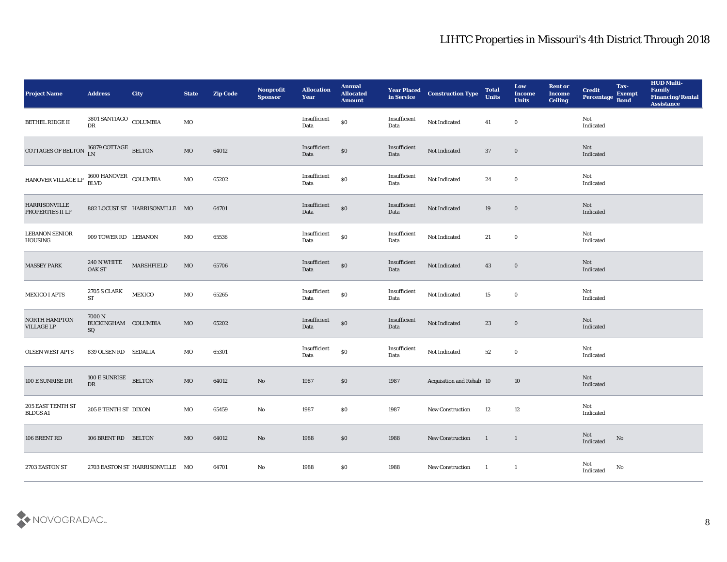# LIHTC Properties in Missouri's 4th District Through 2018

| Project Name | Address | City | State | Zip Code | Nonprofit Sponsor | Allocation Year | Annual Allocated Amount | Year Placed in Service | Construction Type | Total Units | Low Income Units | Rent or Income Ceiling | Credit Percentage | Tax-Exempt Bond | HUD Multi-Family Financing/Rental Assistance |
|---|---|---|---|---|---|---|---|---|---|---|---|---|---|---|---|
| BETHEL RIDGE II | 3801 SANTIAGO DR | COLUMBIA | MO | | | Insufficient Data | $0 | Insufficient Data | Not Indicated | 41 | 0 | | Not Indicated | | |
| COTTAGES OF BELTON | 16879 COTTAGE LN | BELTON | MO | 64012 | | Insufficient Data | $0 | Insufficient Data | Not Indicated | 37 | 0 | | Not Indicated | | |
| HANOVER VILLAGE LP | 1600 HANOVER BLVD | COLUMBIA | MO | 65202 | | Insufficient Data | $0 | Insufficient Data | Not Indicated | 24 | 0 | | Not Indicated | | |
| HARRISONVILLE PROPERTIES II LP | 882 LOCUST ST | HARRISONVILLE | MO | 64701 | | Insufficient Data | $0 | Insufficient Data | Not Indicated | 19 | 0 | | Not Indicated | | |
| LEBANON SENIOR HOUSING | 909 TOWER RD | LEBANON | MO | 65536 | | Insufficient Data | $0 | Insufficient Data | Not Indicated | 21 | 0 | | Not Indicated | | |
| MASSEY PARK | 240 N WHITE OAK ST | MARSHFIELD | MO | 65706 | | Insufficient Data | $0 | Insufficient Data | Not Indicated | 43 | 0 | | Not Indicated | | |
| MEXICO I APTS | 2705 S CLARK ST | MEXICO | MO | 65265 | | Insufficient Data | $0 | Insufficient Data | Not Indicated | 15 | 0 | | Not Indicated | | |
| NORTH HAMPTON VILLAGE LP | 7000 N BUCKINGHAM SQ | COLUMBIA | MO | 65202 | | Insufficient Data | $0 | Insufficient Data | Not Indicated | 23 | 0 | | Not Indicated | | |
| OLSEN WEST APTS | 839 OLSEN RD | SEDALIA | MO | 65301 | | Insufficient Data | $0 | Insufficient Data | Not Indicated | 52 | 0 | | Not Indicated | | |
| 100 E SUNRISE DR | 100 E SUNRISE DR | BELTON | MO | 64012 | No | 1987 | $0 | 1987 | Acquisition and Rehab | 10 | 10 | | Not Indicated | | |
| 205 EAST TENTH ST BLDGS A1 | 205 E TENTH ST | DIXON | MO | 65459 | No | 1987 | $0 | 1987 | New Construction | 12 | 12 | | Not Indicated | | |
| 106 BRENT RD | 106 BRENT RD | BELTON | MO | 64012 | No | 1988 | $0 | 1988 | New Construction | 1 | 1 | | Not Indicated | No | |
| 2703 EASTON ST | 2703 EASTON ST | HARRISONVILLE | MO | 64701 | No | 1988 | $0 | 1988 | New Construction | 1 | 1 | | Not Indicated | No | |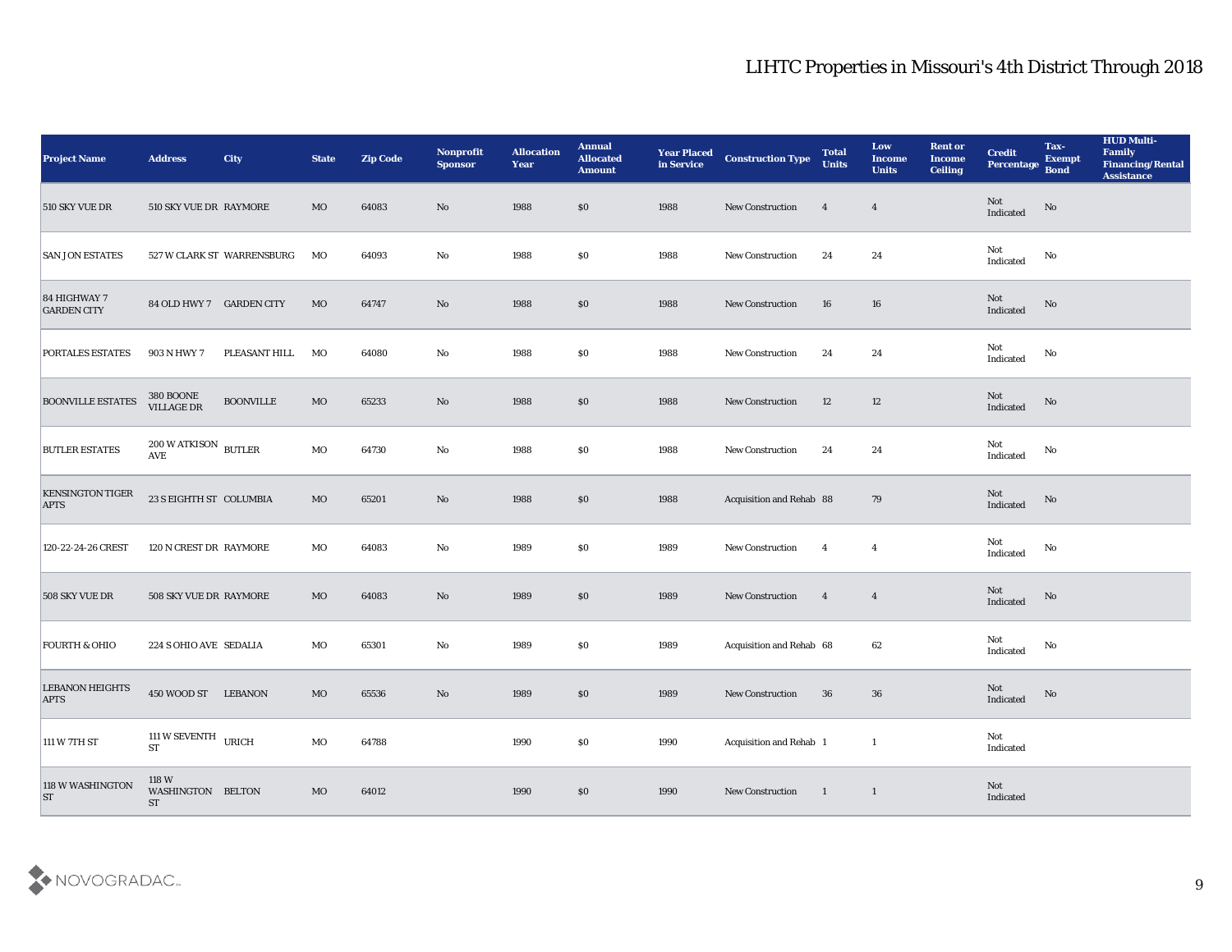# LIHTC Properties in Missouri's 4th District Through 2018

| Project Name | Address | City | State | Zip Code | Nonprofit Sponsor | Allocation Year | Annual Allocated Amount | Year Placed in Service | Construction Type | Total Units | Low Income Units | Rent or Income Ceiling | Credit Percentage | Tax-Exempt Bond | HUD Multi-Family Financing/Rental Assistance |
|---|---|---|---|---|---|---|---|---|---|---|---|---|---|---|---|
| 510 SKY VUE DR | 510 SKY VUE DR | RAYMORE | MO | 64083 | No | 1988 | $0 | 1988 | New Construction | 4 | 4 | | Not Indicated | No | |
| SAN JON ESTATES | 527 W CLARK ST | WARRENSBURG | MO | 64093 | No | 1988 | $0 | 1988 | New Construction | 24 | 24 | | Not Indicated | No | |
| 84 HIGHWAY 7 GARDEN CITY | 84 OLD HWY 7 | GARDEN CITY | MO | 64747 | No | 1988 | $0 | 1988 | New Construction | 16 | 16 | | Not Indicated | No | |
| PORTALES ESTATES | 903 N HWY 7 | PLEASANT HILL | MO | 64080 | No | 1988 | $0 | 1988 | New Construction | 24 | 24 | | Not Indicated | No | |
| BOONVILLE ESTATES | 380 BOONE VILLAGE DR | BOONVILLE | MO | 65233 | No | 1988 | $0 | 1988 | New Construction | 12 | 12 | | Not Indicated | No | |
| BUTLER ESTATES | 200 W ATKISON AVE | BUTLER | MO | 64730 | No | 1988 | $0 | 1988 | New Construction | 24 | 24 | | Not Indicated | No | |
| KENSINGTON TIGER APTS | 23 S EIGHTH ST | COLUMBIA | MO | 65201 | No | 1988 | $0 | 1988 | Acquisition and Rehab | 88 | 79 | | Not Indicated | No | |
| 120-22-24-26 CREST | 120 N CREST DR | RAYMORE | MO | 64083 | No | 1989 | $0 | 1989 | New Construction | 4 | 4 | | Not Indicated | No | |
| 508 SKY VUE DR | 508 SKY VUE DR | RAYMORE | MO | 64083 | No | 1989 | $0 | 1989 | New Construction | 4 | 4 | | Not Indicated | No | |
| FOURTH & OHIO | 224 S OHIO AVE | SEDALIA | MO | 65301 | No | 1989 | $0 | 1989 | Acquisition and Rehab | 68 | 62 | | Not Indicated | No | |
| LEBANON HEIGHTS APTS | 450 WOOD ST | LEBANON | MO | 65536 | No | 1989 | $0 | 1989 | New Construction | 36 | 36 | | Not Indicated | No | |
| 111 W 7TH ST | 111 W SEVENTH ST | URICH | MO | 64788 | | 1990 | $0 | 1990 | Acquisition and Rehab | 1 | 1 | | Not Indicated | | |
| 118 W WASHINGTON ST | 118 W WASHINGTON ST | BELTON | MO | 64012 | | 1990 | $0 | 1990 | New Construction | 1 | 1 | | Not Indicated | | |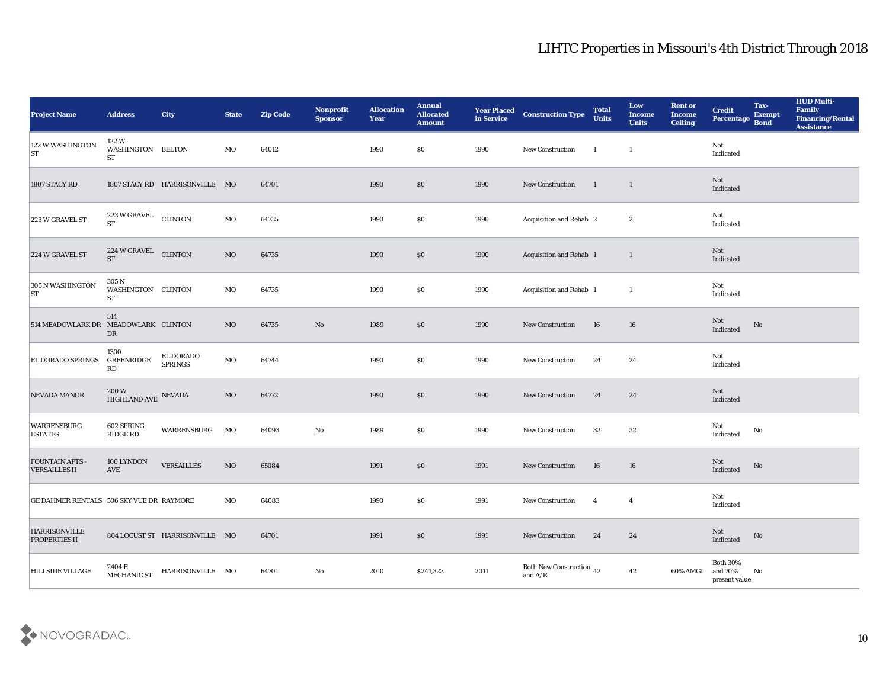# LIHTC Properties in Missouri's 4th District Through 2018

| Project Name | Address | City | State | Zip Code | Nonprofit Sponsor | Allocation Year | Annual Allocated Amount | Year Placed in Service | Construction Type | Total Units | Low Income Units | Rent or Income Ceiling | Credit Percentage | Tax-Exempt Bond | HUD Multi-Family Financing/Rental Assistance |
|---|---|---|---|---|---|---|---|---|---|---|---|---|---|---|---|
| 122 W WASHINGTON ST | 122 W WASHINGTON ST | BELTON | MO | 64012 | | 1990 | $0 | 1990 | New Construction | 1 | 1 | | Not Indicated | | |
| 1807 STACY RD | 1807 STACY RD | HARRISONVILLE | MO | 64701 | | 1990 | $0 | 1990 | New Construction | 1 | 1 | | Not Indicated | | |
| 223 W GRAVEL ST | 223 W GRAVEL ST | CLINTON | MO | 64735 | | 1990 | $0 | 1990 | Acquisition and Rehab | 2 | 2 | | Not Indicated | | |
| 224 W GRAVEL ST | 224 W GRAVEL ST | CLINTON | MO | 64735 | | 1990 | $0 | 1990 | Acquisition and Rehab | 1 | 1 | | Not Indicated | | |
| 305 N WASHINGTON ST | 305 N WASHINGTON ST | CLINTON | MO | 64735 | | 1990 | $0 | 1990 | Acquisition and Rehab | 1 | 1 | | Not Indicated | | |
| 514 MEADOWLARK DR | 514 MEADOWLARK DR | CLINTON | MO | 64735 | No | 1989 | $0 | 1990 | New Construction | 16 | 16 | | Not Indicated | No | |
| EL DORADO SPRINGS | 1300 GREENRIDGE RD | EL DORADO SPRINGS | MO | 64744 | | 1990 | $0 | 1990 | New Construction | 24 | 24 | | Not Indicated | | |
| NEVADA MANOR | 200 W HIGHLAND AVE | NEVADA | MO | 64772 | | 1990 | $0 | 1990 | New Construction | 24 | 24 | | Not Indicated | | |
| WARRENSBURG ESTATES | 602 SPRING RIDGE RD | WARRENSBURG | MO | 64093 | No | 1989 | $0 | 1990 | New Construction | 32 | 32 | | Not Indicated | No | |
| FOUNTAIN APTS - VERSAILLES II | 100 LYNDON AVE | VERSAILLES | MO | 65084 | | 1991 | $0 | 1991 | New Construction | 16 | 16 | | Not Indicated | No | |
| GE DAHMER RENTALS | 506 SKY VUE DR | RAYMORE | MO | 64083 | | 1990 | $0 | 1991 | New Construction | 4 | 4 | | Not Indicated | | |
| HARRISONVILLE PROPERTIES II | 804 LOCUST ST | HARRISONVILLE | MO | 64701 | | 1991 | $0 | 1991 | New Construction | 24 | 24 | | Not Indicated | No | |
| HILLSIDE VILLAGE | 2404 E MECHANIC ST | HARRISONVILLE | MO | 64701 | No | 2010 | $241,323 | 2011 | Both New Construction and A/R | 42 | 42 | 60% AMGI | Both 30% and 70% present value | No | |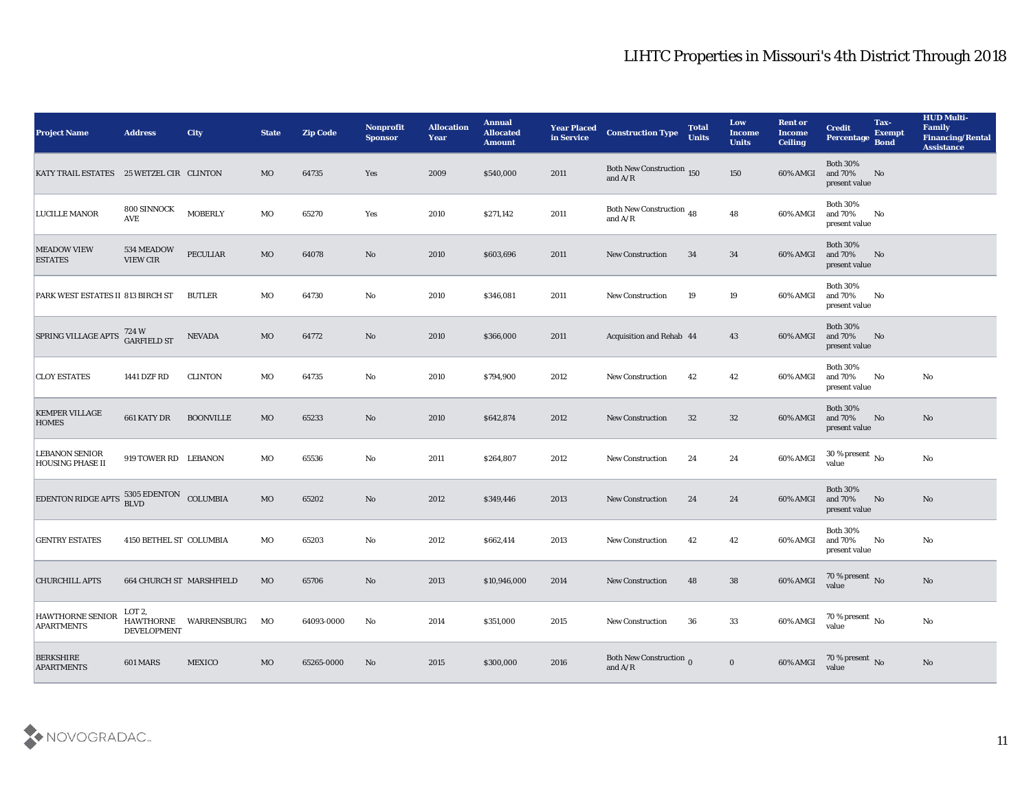# LIHTC Properties in Missouri's 4th District Through 2018

| Project Name | Address | City | State | Zip Code | Nonprofit Sponsor | Allocation Year | Annual Allocated Amount | Year Placed in Service | Construction Type | Total Units | Low Income Units | Rent or Income Ceiling | Credit Percentage | Tax-Exempt Bond | HUD Multi-Family Financing/Rental Assistance |
|---|---|---|---|---|---|---|---|---|---|---|---|---|---|---|---|
| KATY TRAIL ESTATES | 25 WETZEL CIR | CLINTON | MO | 64735 | Yes | 2009 | $540,000 | 2011 | Both New Construction and A/R | 150 | 150 | 60% AMGI | Both 30% and 70% present value | No | |
| LUCILLE MANOR | 800 SINNOCK AVE | MOBERLY | MO | 65270 | Yes | 2010 | $271,142 | 2011 | Both New Construction and A/R | 48 | 48 | 60% AMGI | Both 30% and 70% present value | No | |
| MEADOW VIEW ESTATES | 534 MEADOW VIEW CIR | PECULIAR | MO | 64078 | No | 2010 | $603,696 | 2011 | New Construction | 34 | 34 | 60% AMGI | Both 30% and 70% present value | No | |
| PARK WEST ESTATES II | 813 BIRCH ST | BUTLER | MO | 64730 | No | 2010 | $346,081 | 2011 | New Construction | 19 | 19 | 60% AMGI | Both 30% and 70% present value | No | |
| SPRING VILLAGE APTS | 724 W GARFIELD ST | NEVADA | MO | 64772 | No | 2010 | $366,000 | 2011 | Acquisition and Rehab | 44 | 43 | 60% AMGI | Both 30% and 70% present value | No | |
| CLOY ESTATES | 1441 DZF RD | CLINTON | MO | 64735 | No | 2010 | $794,900 | 2012 | New Construction | 42 | 42 | 60% AMGI | Both 30% and 70% present value | No | No |
| KEMPER VILLAGE HOMES | 661 KATY DR | BOONVILLE | MO | 65233 | No | 2010 | $642,874 | 2012 | New Construction | 32 | 32 | 60% AMGI | Both 30% and 70% present value | No | No |
| LEBANON SENIOR HOUSING PHASE II | 919 TOWER RD | LEBANON | MO | 65536 | No | 2011 | $264,807 | 2012 | New Construction | 24 | 24 | 60% AMGI | 30 % present value | No | No |
| EDENTON RIDGE APTS | 5305 EDENTON BLVD | COLUMBIA | MO | 65202 | No | 2012 | $349,446 | 2013 | New Construction | 24 | 24 | 60% AMGI | Both 30% and 70% present value | No | No |
| GENTRY ESTATES | 4150 BETHEL ST | COLUMBIA | MO | 65203 | No | 2012 | $662,414 | 2013 | New Construction | 42 | 42 | 60% AMGI | Both 30% and 70% present value | No | No |
| CHURCHILL APTS | 664 CHURCH ST | MARSHFIELD | MO | 65706 | No | 2013 | $10,946,000 | 2014 | New Construction | 48 | 38 | 60% AMGI | 70 % present value | No | No |
| HAWTHORNE SENIOR APARTMENTS | LOT 2, HAWTHORNE DEVELOPMENT | WARRENSBURG | MO | 64093-0000 | No | 2014 | $351,000 | 2015 | New Construction | 36 | 33 | 60% AMGI | 70 % present value | No | No |
| BERKSHIRE APARTMENTS | 601 MARS | MEXICO | MO | 65265-0000 | No | 2015 | $300,000 | 2016 | Both New Construction and A/R | 0 | 0 | 60% AMGI | 70 % present value | No | No |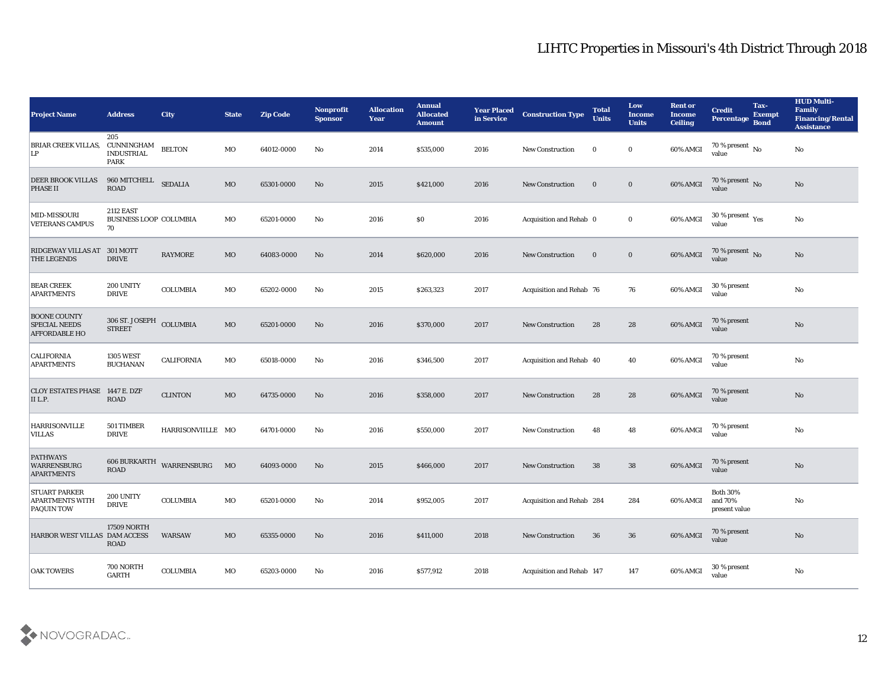# LIHTC Properties in Missouri's 4th District Through 2018

| Project Name | Address | City | State | Zip Code | Nonprofit Sponsor | Allocation Year | Annual Allocated Amount | Year Placed in Service | Construction Type | Total Units | Low Income Units | Rent or Income Ceiling | Credit Percentage | Tax-Exempt Bond | HUD Multi-Family Financing/Rental Assistance |
|---|---|---|---|---|---|---|---|---|---|---|---|---|---|---|---|
| BRIAR CREEK VILLAS, LP | 205 CUNNINGHAM INDUSTRIAL PARK | BELTON | MO | 64012-0000 | No | 2014 | $535,000 | 2016 | New Construction | 0 | 0 | 60% AMGI | 70 % present value | No | No |
| DEER BROOK VILLAS PHASE II | 960 MITCHELL ROAD | SEDALIA | MO | 65301-0000 | No | 2015 | $421,000 | 2016 | New Construction | 0 | 0 | 60% AMGI | 70 % present value | No | No |
| MID-MISSOURI VETERANS CAMPUS | 2112 EAST BUSINESS LOOP 70 | COLUMBIA | MO | 65201-0000 | No | 2016 | $0 | 2016 | Acquisition and Rehab | 0 | 0 | 60% AMGI | 30 % present value | Yes | No |
| RIDGEWAY VILLAS AT THE LEGENDS | 301 MOTT DRIVE | RAYMORE | MO | 64083-0000 | No | 2014 | $620,000 | 2016 | New Construction | 0 | 0 | 60% AMGI | 70 % present value | No | No |
| BEAR CREEK APARTMENTS | 200 UNITY DRIVE | COLUMBIA | MO | 65202-0000 | No | 2015 | $263,323 | 2017 | Acquisition and Rehab | 76 | 76 | 60% AMGI | 30 % present value | | No |
| BOONE COUNTY SPECIAL NEEDS AFFORDABLE HO | 306 ST. JOSEPH STREET | COLUMBIA | MO | 65201-0000 | No | 2016 | $370,000 | 2017 | New Construction | 28 | 28 | 60% AMGI | 70 % present value | | No |
| CALIFORNIA APARTMENTS | 1305 WEST BUCHANAN | CALIFORNIA | MO | 65018-0000 | No | 2016 | $346,500 | 2017 | Acquisition and Rehab | 40 | 40 | 60% AMGI | 70 % present value | | No |
| CLOY ESTATES PHASE II L.P. | 1447 E. DZF ROAD | CLINTON | MO | 64735-0000 | No | 2016 | $358,000 | 2017 | New Construction | 28 | 28 | 60% AMGI | 70 % present value | | No |
| HARRISONVILLE VILLAS | 501 TIMBER DRIVE | HARRISONVIILLE | MO | 64701-0000 | No | 2016 | $550,000 | 2017 | New Construction | 48 | 48 | 60% AMGI | 70 % present value | | No |
| PATHWAYS WARRENSBURG APARTMENTS | 606 BURKARTH ROAD | WARRENSBURG | MO | 64093-0000 | No | 2015 | $466,000 | 2017 | New Construction | 38 | 38 | 60% AMGI | 70 % present value | | No |
| STUART PARKER APARTMENTS WITH PAQUIN TOW | 200 UNITY DRIVE | COLUMBIA | MO | 65201-0000 | No | 2014 | $952,005 | 2017 | Acquisition and Rehab | 284 | 284 | 60% AMGI | Both 30% and 70% present value | | No |
| HARBOR WEST VILLAS | 17509 NORTH DAM ACCESS ROAD | WARSAW | MO | 65355-0000 | No | 2016 | $411,000 | 2018 | New Construction | 36 | 36 | 60% AMGI | 70 % present value | | No |
| OAK TOWERS | 700 NORTH GARTH | COLUMBIA | MO | 65203-0000 | No | 2016 | $577,912 | 2018 | Acquisition and Rehab | 147 | 147 | 60% AMGI | 30 % present value | | No |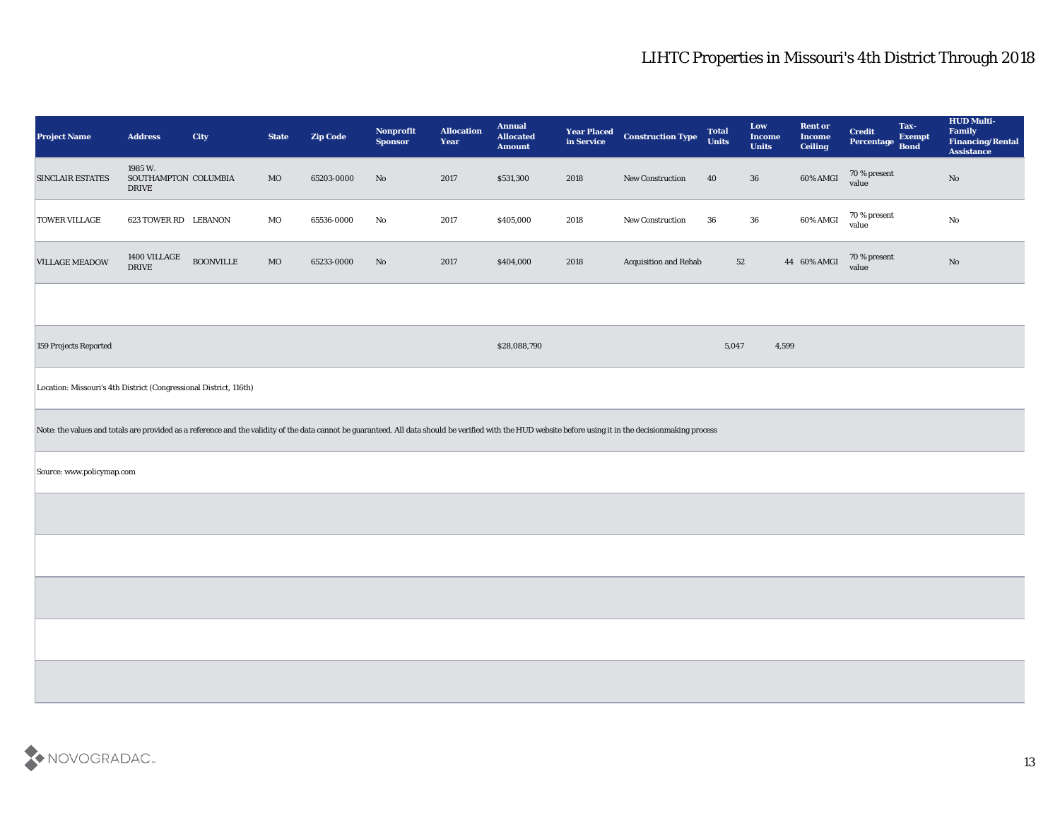# LIHTC Properties in Missouri's 4th District Through 2018

| Project Name | Address | City | State | Zip Code | Nonprofit Sponsor | Allocation Year | Annual Allocated Amount | Year Placed in Service | Construction Type | Total Units | Low Income Units | Rent or Income Ceiling | Credit Percentage | Tax-Exempt Bond | HUD Multi-Family Financing/Rental Assistance |
|---|---|---|---|---|---|---|---|---|---|---|---|---|---|---|---|
| SINCLAIR ESTATES | 1985 W. SOUTHAMPTON DRIVE | COLUMBIA | MO | 65203-0000 | No | 2017 | $531,300 | 2018 | New Construction | 40 | 36 | 60% AMGI | 70 % present value | | No |
| TOWER VILLAGE | 623 TOWER RD | LEBANON | MO | 65536-0000 | No | 2017 | $405,000 | 2018 | New Construction | 36 | 36 | 60% AMGI | 70 % present value | | No |
| VILLAGE MEADOW | 1400 VILLAGE DRIVE | BOONVILLE | MO | 65233-0000 | No | 2017 | $404,000 | 2018 | Acquisition and Rehab | 52 | 44 | 60% AMGI | 70 % present value | | No |
| | | | | | | | | | | | | | | | |
| 159 Projects Reported | | | | | | | $28,088,790 | | | 5,047 | 4,599 | | | | |

Location: Missouri's 4th District (Congressional District, 116th)

Note: the values and totals are provided as a reference and the validity of the data cannot be guaranteed. All data should be verified with the HUD website before using it in the decisionmaking process

Source: www.policymap.com